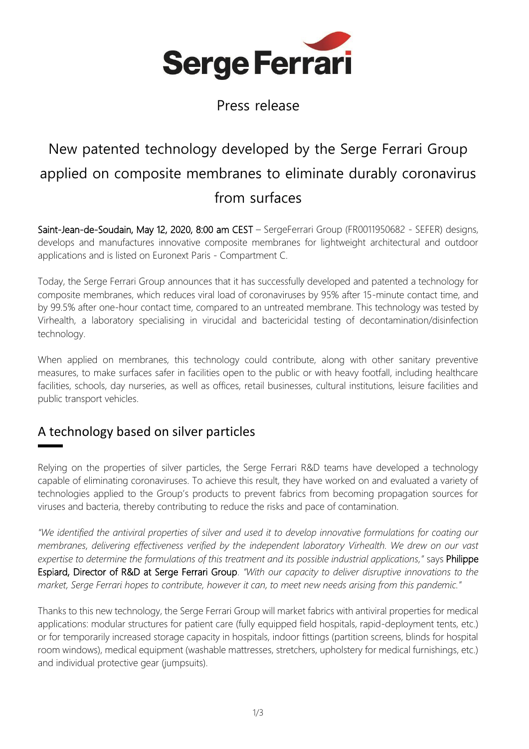**Serge Ferrari**

Press release

# New patented technology developed by the Serge Ferrari Group applied on composite membranes to eliminate durably coronavirus from surfaces

**Saint-Jean-de-Soudain, May 12, 2020, 8:00 am CEST** – SergeFerrari Group (FR0011950682 - SEFER) designs, develops and manufactures innovative composite membranes for lightweight architectural and outdoor applications and is listed on Euronext Paris - Compartment C.

Today, the Serge Ferrari Group announces that it has successfully developed and patented a technology for composite membranes, which reduces viral load of coronaviruses by 95% after 15-minute contact time, and by 99.5% after one-hour contact time, compared to an untreated membrane. This technology was tested by Virhealth, a laboratory specialising in virucidal and bactericidal testing of decontamination/disinfection technology.

When applied on membranes, this technology could contribute, along with other sanitary preventive measures, to make surfaces safer in facilities open to the public or with heavy footfall, including healthcare facilities, schools, day nurseries, as well as offices, retail businesses, cultural institutions, leisure facilities and public transport vehicles.

## A technology based on silver particles

Relying on the properties of silver particles, the Serge Ferrari R&D teams have developed a technology capable of eliminating coronaviruses. To achieve this result, they have worked on and evaluated a variety of technologies applied to the Group's products to prevent fabrics from becoming propagation sources for viruses and bacteria, thereby contributing to reduce the risks and pace of contamination.

*"We identified the antiviral properties of silver and used it to develop innovative formulations for coating our membranes, delivering effectiveness verified by the independent laboratory Virhealth. We drew on our vast expertise to determine the formulations of this treatment and its possible industrial applications,"* says **Philippe Espiard, Director of R&D at Serge Ferrari Group**. *"With our capacity to deliver disruptive innovations to the market, Serge Ferrari hopes to contribute, however it can, to meet new needs arising from this pandemic."*

Thanks to this new technology, the Serge Ferrari Group will market fabrics with antiviral properties for medical applications: modular structures for patient care (fully equipped field hospitals, rapid-deployment tents, etc.) or for temporarily increased storage capacity in hospitals, indoor fittings (partition screens, blinds for hospital room windows), medical equipment (washable mattresses, stretchers, upholstery for medical furnishings, etc.) and individual protective gear (jumpsuits).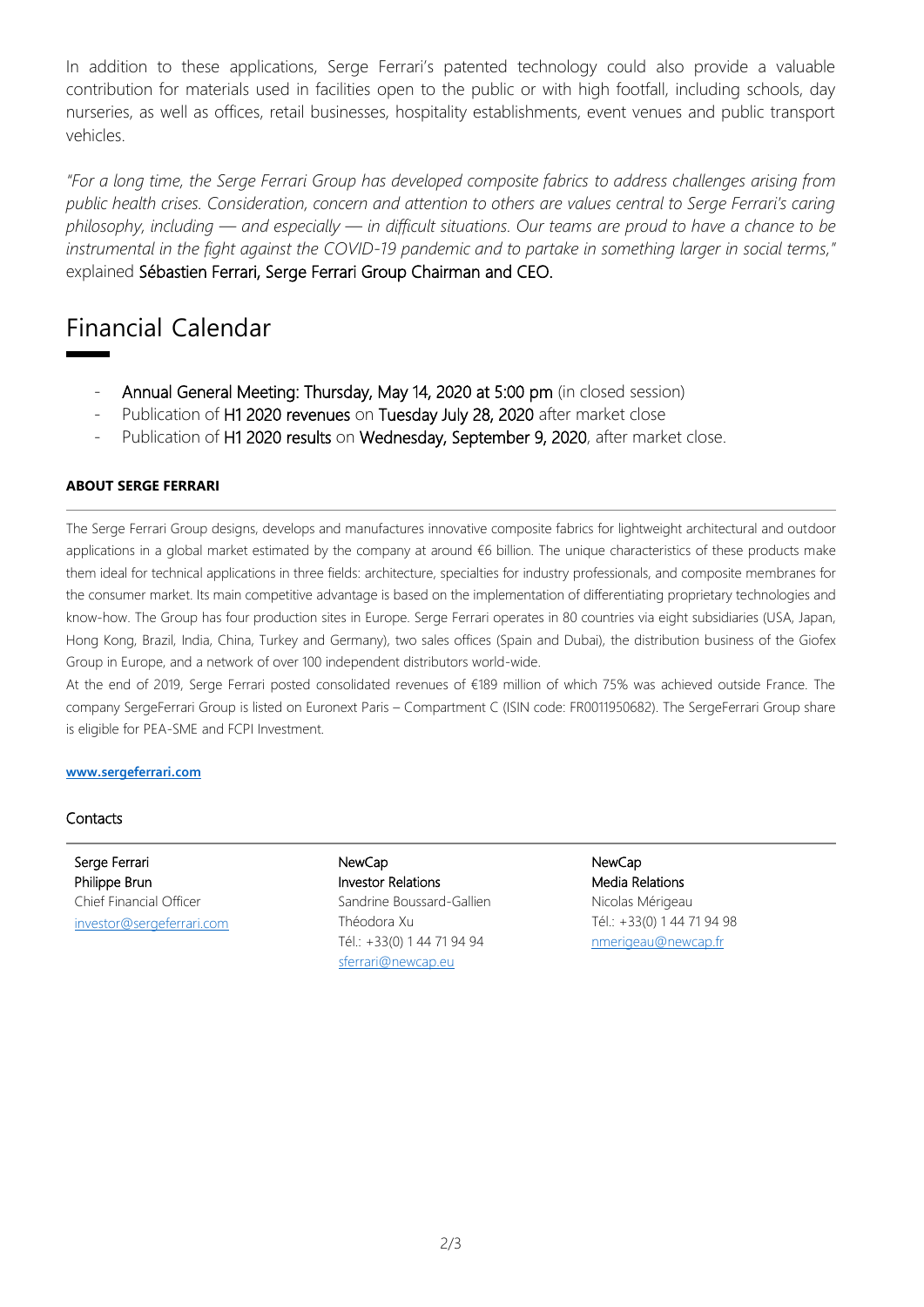In addition to these applications, Serge Ferrari's patented technology could also provide a valuable contribution for materials used in facilities open to the public or with high footfall, including schools, day nurseries, as well as offices, retail businesses, hospitality establishments, event venues and public transport vehicles.

*"For a long time, the Serge Ferrari Group has developed composite fabrics to address challenges arising from public health crises. Consideration, concern and attention to others are values central to Serge Ferrari's caring philosophy, including — and especially — in difficult situations. Our teams are proud to have a chance to be instrumental in the fight against the COVID-19 pandemic and to partake in something larger in social terms,"* explained Sébastien Ferrari, Serge Ferrari Group Chairman and CEO.

## Financial Calendar

- Annual General Meeting: Thursday, May 14, 2020 at 5:00 pm (in closed session)
- Publication of H1 2020 revenues on Tuesday July 28, 2020 after market close
- Publication of H1 2020 results on Wednesday, September 9, 2020, after market close.

**ABOUT SERGE FERRARI**

The Serge Ferrari Group designs, develops and manufactures innovative composite fabrics for lightweight architectural and outdoor applications in a global market estimated by the company at around €6 billion. The unique characteristics of these products make them ideal for technical applications in three fields: architecture, specialties for industry professionals, and composite membranes for the consumer market. Its main competitive advantage is based on the implementation of differentiating proprietary technologies and know-how. The Group has four production sites in Europe. Serge Ferrari operates in 80 countries via eight subsidiaries (USA, Japan, Hong Kong, Brazil, India, China, Turkey and Germany), two sales offices (Spain and Dubai), the distribution business of the Giofex Group in Europe, and a network of over 100 independent distributors world-wide.

At the end of 2019, Serge Ferrari posted consolidated revenues of €189 million of which 75% was achieved outside France. The company SergeFerrari Group is listed on Euronext Paris – Compartment C (ISIN code: FR0011950682). The SergeFerrari Group share is eligible for PEA-SME and FCPI Investment.

**www.sergeferrari.com**

Contacts

Serge Ferrari
Philippe Brun
Chief Financial Officer
investor@sergeferrari.com

NewCap
Investor Relations
Sandrine Boussard-Gallien
Théodora Xu
Tél.: +33(0) 1 44 71 94 94
sferrari@newcap.eu

NewCap
Media Relations
Nicolas Mérigeau
Tél.: +33(0) 1 44 71 94 98
nmerigeau@newcap.fr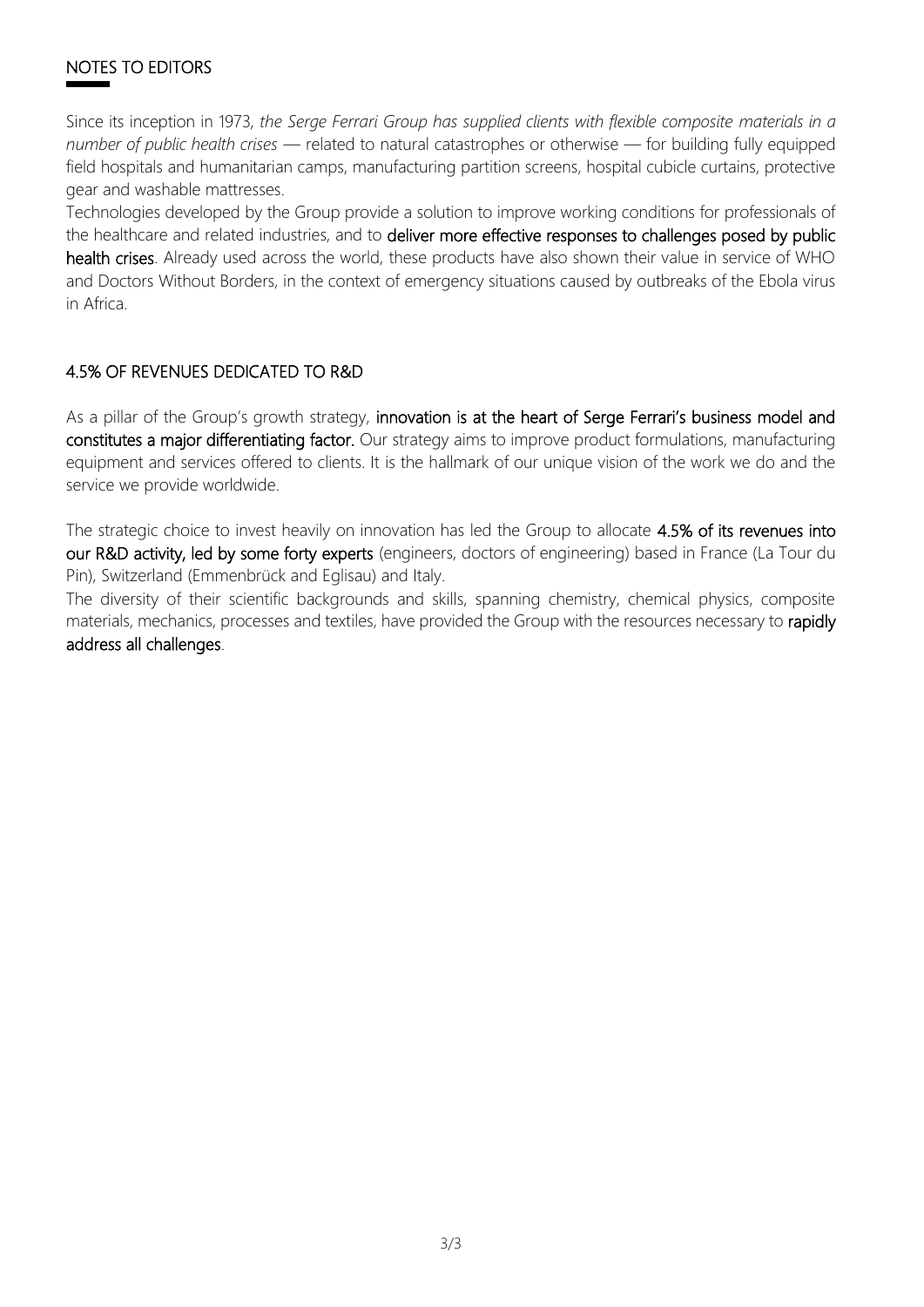## NOTES TO EDITORS

Since its inception in 1973, *the Serge Ferrari Group has supplied clients with flexible composite materials in a number of public health crises* — related to natural catastrophes or otherwise — for building fully equipped field hospitals and humanitarian camps, manufacturing partition screens, hospital cubicle curtains, protective gear and washable mattresses.

Technologies developed by the Group provide a solution to improve working conditions for professionals of the healthcare and related industries, and to **deliver more effective responses to challenges posed by public health crises**. Already used across the world, these products have also shown their value in service of WHO and Doctors Without Borders, in the context of emergency situations caused by outbreaks of the Ebola virus in Africa.

## 4.5% OF REVENUES DEDICATED TO R&D

As a pillar of the Group's growth strategy, **innovation is at the heart of Serge Ferrari's business model and constitutes a major differentiating factor.** Our strategy aims to improve product formulations, manufacturing equipment and services offered to clients. It is the hallmark of our unique vision of the work we do and the service we provide worldwide.

The strategic choice to invest heavily on innovation has led the Group to allocate **4.5% of its revenues into our R&D activity, led by some forty experts** (engineers, doctors of engineering) based in France (La Tour du Pin), Switzerland (Emmenbrück and Eglisau) and Italy.

The diversity of their scientific backgrounds and skills, spanning chemistry, chemical physics, composite materials, mechanics, processes and textiles, have provided the Group with the resources necessary to **rapidly address all challenges**.